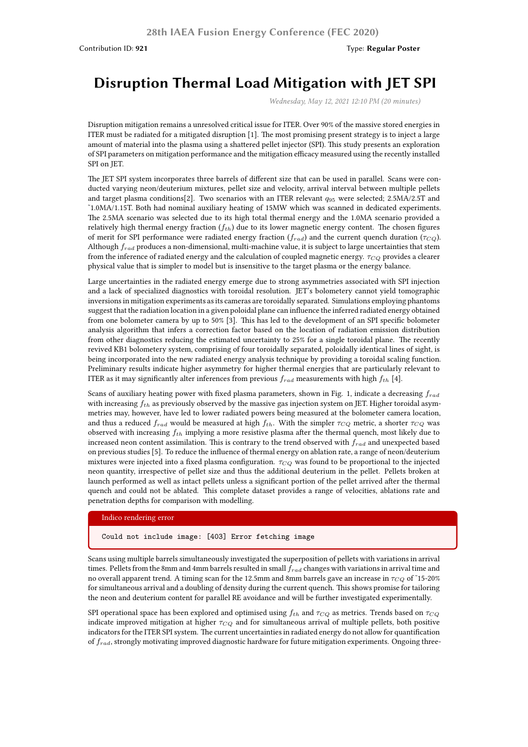28th IAEA Fusion Energy Conference (FEC 2020)

Contribution ID: **921**

Type: **Regular Poster**

# Disruption Thermal Load Mitigation with JET SPI

*Wednesday, May 12, 2021 12:10 PM (20 minutes)*

Disruption mitigation remains a unresolved critical issue for ITER. Over 90% of the massive stored energies in ITER must be radiated for a mitigated disruption [1]. The most promising present strategy is to inject a large amount of material into the plasma using a shattered pellet injector (SPI). This study presents an exploration of SPI parameters on mitigation performance and the mitigation efficacy measured using the recently installed SPI on JET.

The JET SPI system incorporates three barrels of different size that can be used in parallel. Scans were conducted varying neon/deuterium mixtures, pellet size and velocity, arrival interval between multiple pellets and target plasma conditions[2]. Two scenarios with an ITER relevant $q_{95}$ were selected; 2.5MA/2.5T and ~1.0MA/1.15T. Both had nominal auxiliary heating of 15MW which was scanned in dedicated experiments. The 2.5MA scenario was selected due to its high total thermal energy and the 1.0MA scenario provided a relatively high thermal energy fraction ($f_{th}$) due to its lower magnetic energy content. The chosen figures of merit for SPI performance were radiated energy fraction ($f_{rad}$) and the current quench duration ($\tau_{CQ}$). Although $f_{rad}$ produces a non-dimensional, multi-machine value, it is subject to large uncertainties that stem from the inference of radiated energy and the calculation of coupled magnetic energy. $\tau_{CQ}$ provides a clearer physical value that is simpler to model but is insensitive to the target plasma or the energy balance.

Large uncertainties in the radiated energy emerge due to strong asymmetries associated with SPI injection and a lack of specialized diagnostics with toroidal resolution. JET's bolometery cannot yield tomographic inversions in mitigation experiments as its cameras are toroidally separated. Simulations employing phantoms suggest that the radiation location in a given poloidal plane can influence the inferred radiated energy obtained from one bolometer camera by up to 50% [3]. This has led to the development of an SPI specific bolometer analysis algorithm that infers a correction factor based on the location of radiation emission distribution from other diagnostics reducing the estimated uncertainty to 25% for a single toroidal plane. The recently revived KB1 bolometery system, comprising of four toroidally separated, poloidally identical lines of sight, is being incorporated into the new radiated energy analysis technique by providing a toroidal scaling function. Preliminary results indicate higher asymmetry for higher thermal energies that are particularly relevant to ITER as it may significantly alter inferences from previous $f_{rad}$ measurements with high $f_{th}$ [4].

Scans of auxiliary heating power with fixed plasma parameters, shown in Fig. 1, indicate a decreasing $f_{rad}$ with increasing $f_{th}$ as previously observed by the massive gas injection system on JET. Higher toroidal asymmetries may, however, have led to lower radiated powers being measured at the bolometer camera location, and thus a reduced $f_{rad}$ would be measured at high $f_{th}$. With the simpler $\tau_{CQ}$ metric, a shorter $\tau_{CQ}$ was observed with increasing $f_{th}$ implying a more resistive plasma after the thermal quench, most likely due to increased neon content assimilation. This is contrary to the trend observed with $f_{rad}$ and unexpected based on previous studies [5]. To reduce the influence of thermal energy on ablation rate, a range of neon/deuterium mixtures were injected into a fixed plasma configuration. $\tau_{CQ}$ was found to be proportional to the injected neon quantity, irrespective of pellet size and thus the additional deuterium in the pellet. Pellets broken at launch performed as well as intact pellets unless a significant portion of the pellet arrived after the thermal quench and could not be ablated. This complete dataset provides a range of velocities, ablations rate and penetration depths for comparison with modelling.

Indico rendering error

```
Could not include image: [403] Error fetching image
```

Scans using multiple barrels simultaneously investigated the superposition of pellets with variations in arrival times. Pellets from the 8mm and 4mm barrels resulted in small $f_{rad}$ changes with variations in arrival time and no overall apparent trend. A timing scan for the 12.5mm and 8mm barrels gave an increase in $\tau_{CQ}$ of ~15-20% for simultaneous arrival and a doubling of density during the current quench. This shows promise for tailoring the neon and deuterium content for parallel RE avoidance and will be further investigated experimentally.

SPI operational space has been explored and optimised using $f_{th}$ and $\tau_{CQ}$ as metrics. Trends based on $\tau_{CQ}$ indicate improved mitigation at higher $\tau_{CQ}$ and for simultaneous arrival of multiple pellets, both positive indicators for the ITER SPI system. The current uncertainties in radiated energy do not allow for quantification of $f_{rad}$, strongly motivating improved diagnostic hardware for future mitigation experiments. Ongoing three-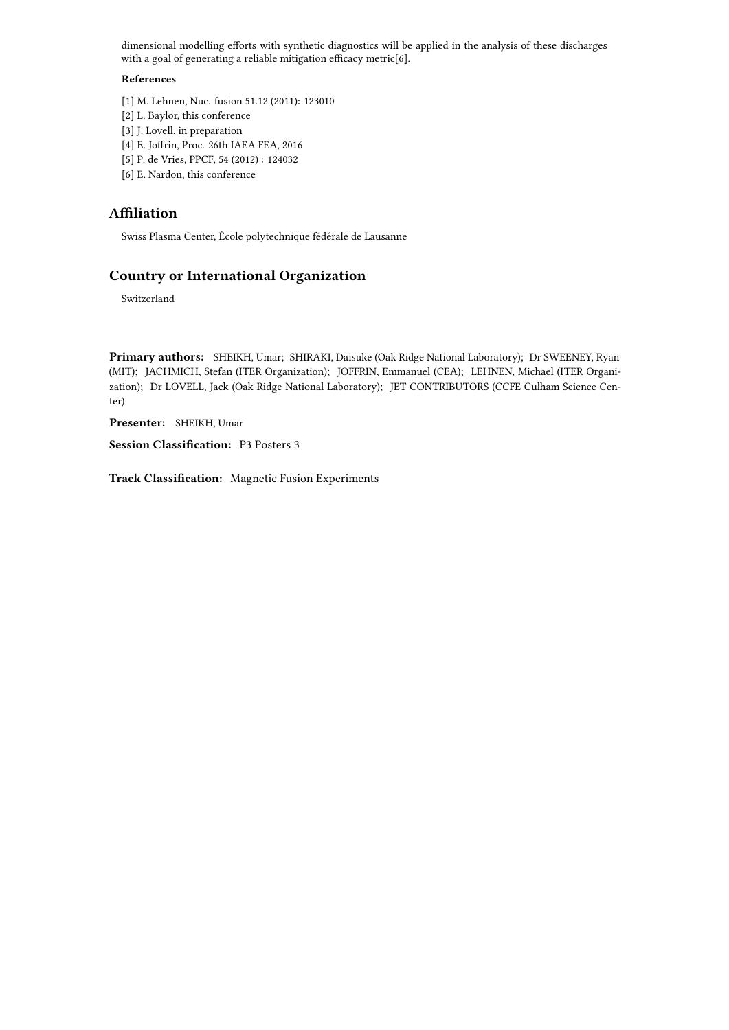dimensional modelling efforts with synthetic diagnostics will be applied in the analysis of these discharges with a goal of generating a reliable mitigation efficacy metric[6].

**References**

[1] M. Lehnen, Nuc. fusion 51.12 (2011): 123010
[2] L. Baylor, this conference
[3] J. Lovell, in preparation
[4] E. Joffrin, Proc. 26th IAEA FEA, 2016
[5] P. de Vries, PPCF, 54 (2012) : 124032
[6] E. Nardon, this conference

## Affiliation

Swiss Plasma Center, École polytechnique fédérale de Lausanne

## Country or International Organization

Switzerland

**Primary authors:** SHEIKH, Umar; SHIRAKI, Daisuke (Oak Ridge National Laboratory); Dr SWEENEY, Ryan (MIT); JACHMICH, Stefan (ITER Organization); JOFFRIN, Emmanuel (CEA); LEHNEN, Michael (ITER Organization); Dr LOVELL, Jack (Oak Ridge National Laboratory); JET CONTRIBUTORS (CCFE Culham Science Center)

**Presenter:** SHEIKH, Umar

**Session Classification:** P3 Posters 3

**Track Classification:** Magnetic Fusion Experiments